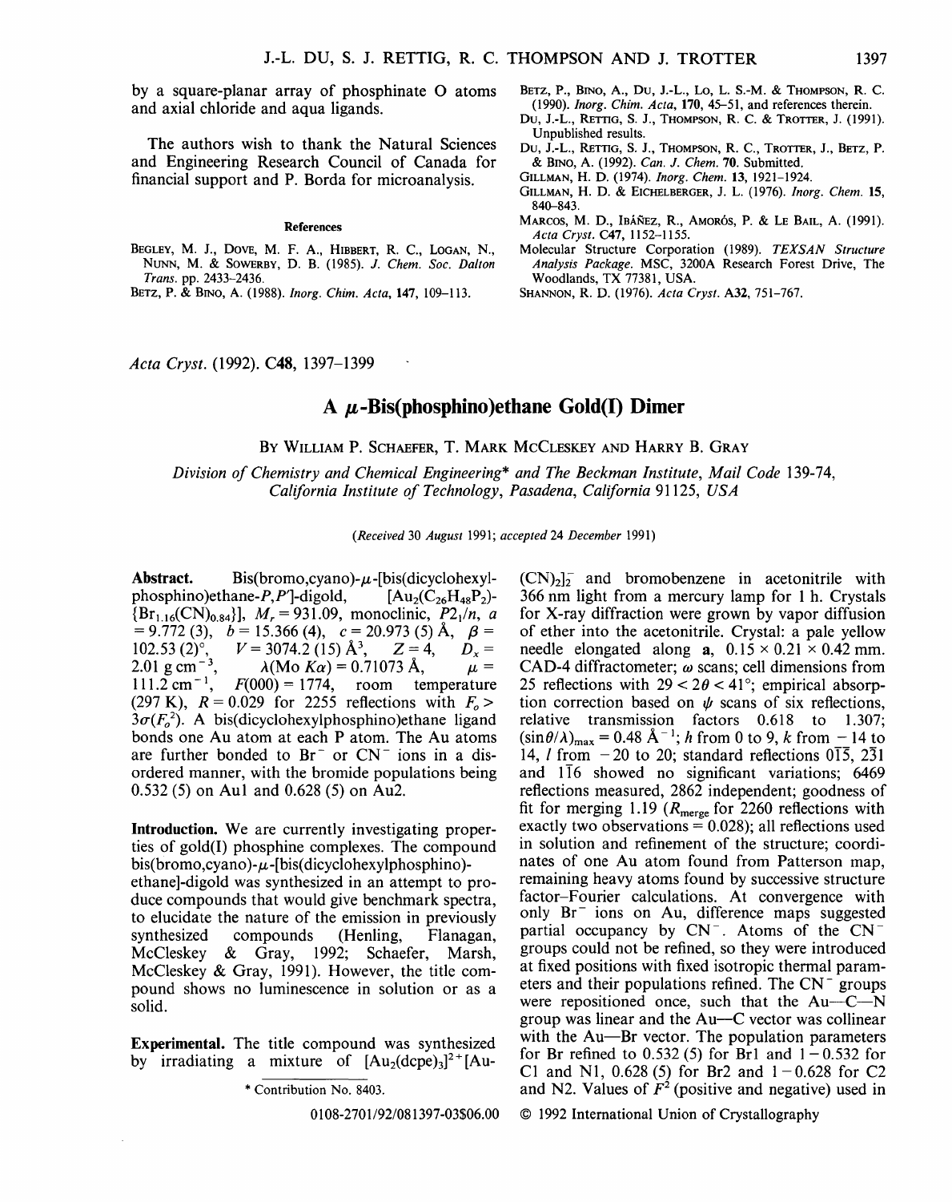by a square-planar array of phosphinate O atoms and axial chloride and aqua ligands.

The authors wish to thank the Natural Sciences and Engineering Research Council of Canada for financial support and P. Borda for microanalysis.

### References

BEGLEY, M. J., DOVE, M. F. A., HIBBERT, R. C., LOGAN, N., NUNN, M. & SOWERBY, D. B. (1985). *J. Chem. Soc. Dalton Trans.* pp. 2433–2436.

BETZ, P. & BINO, A. (1988). *Inorg. Chim. Acta*, **147**, 109–113.

BETZ, P., BINO, A., DU, J.-L., LO, L. S.-M. & THOMPSON, R. C. (1990). *Inorg. Chim. Acta*, **170**, 45–51, and references therein.

DU, J.-L., RETTIG, S. J., THOMPSON, R. C. & TROTTER, J. (1991). Unpublished results.

DU, J.-L., RETTIG, S. J., THOMPSON, R. C., TROTTER, J., BETZ, P. & BINO, A. (1992). *Can. J. Chem.* **70**. Submitted.

GILLMAN, H. D. (1974). *Inorg. Chem.* **13**, 1921–1924.

GILLMAN, H. D. & EICHELBERGER, J. L. (1976). *Inorg. Chem.* **15**, 840–843.

MARCOS, M. D., IBÁÑEZ, R., AMORÓS, P. & LE BAIL, A. (1991). *Acta Cryst.* C**47**, 1152–1155.

Molecular Structure Corporation (1989). *TEXSAN Structure Analysis Package*. MSC, 3200A Research Forest Drive, The Woodlands, TX 77381, USA.

SHANNON, R. D. (1976). *Acta Cryst.* A**32**, 751–767.

*Acta Cryst.* (1992). C**48**, 1397–1399

# A $\mu$-Bis(phosphino)ethane Gold(I) Dimer

BY WILLIAM P. SCHAEFER, T. MARK MCCLESKEY AND HARRY B. GRAY

*Division of Chemistry and Chemical Engineering\* and The Beckman Institute, Mail Code 139-74, California Institute of Technology, Pasadena, California 91125, USA*

(*Received 30 August 1991; accepted 24 December 1991*)

**Abstract.** Bis(bromo,cyano)-$\mu$-[bis(dicyclohexylphosphino)ethane-*P*,*P'*]-digold, $[Au_2(C_{26}H_{48}P_2)\{Br_{1.16}(CN)_{0.84}\}]$, $M_r = 931.09$, monoclinic, $P2_1/n$, $a = 9.772$ (3), $b = 15.366$ (4), $c = 20.973$ (5) Å, $\beta = 102.53$ (2)°, $V = 3074.2$ (15) Å$^3$, $Z = 4$, $D_x = 2.01$ g cm$^{-3}$, $\lambda$(Mo $K\alpha$) = 0.71073 Å, $\mu = 111.2$ cm$^{-1}$, $F(000) = 1774$, room temperature (297 K), $R = 0.029$ for 2255 reflections with $F_o > 3\sigma(F_o^2)$. A bis(dicyclohexylphosphino)ethane ligand bonds one Au atom at each P atom. The Au atoms are further bonded to $Br^-$ or $CN^-$ ions in a disordered manner, with the bromide populations being 0.532 (5) on Au1 and 0.628 (5) on Au2.

**Introduction.** We are currently investigating properties of gold(I) phosphine complexes. The compound bis(bromo,cyano)-$\mu$-[bis(dicyclohexylphosphino)-ethane]-digold was synthesized in an attempt to produce compounds that would give benchmark spectra, to elucidate the nature of the emission in previously synthesized compounds (Henling, Flanagan, McCleskey & Gray, 1992; Schaefer, Marsh, McCleskey & Gray, 1991). However, the title compound shows no luminescence in solution or as a solid.

**Experimental.** The title compound was synthesized by irradiating a mixture of $[Au_2(dcpe)_3]^{2+}[Au(CN)_2]_2^-$ and bromobenzene in acetonitrile with 366 nm light from a mercury lamp for 1 h. Crystals for X-ray diffraction were grown by vapor diffusion of ether into the acetonitrile. Crystal: a pale yellow needle elongated along **a**, $0.15 \times 0.21 \times 0.42$ mm. CAD-4 diffractometer; $\omega$ scans; cell dimensions from 25 reflections with $29 < 2\theta < 41°$; empirical absorption correction based on $\psi$ scans of six reflections, relative transmission factors 0.618 to 1.307; $(\sin\theta/\lambda)_{max} = 0.48$ Å$^{-1}$; $h$ from 0 to 9, $k$ from −14 to 14, $l$ from −20 to 20; standard reflections $0\bar{1}\bar{5}$, $2\bar{3}1$ and $1\bar{1}6$ showed no significant variations; 6469 reflections measured, 2862 independent; goodness of fit for merging 1.19 ($R_{merge}$ for 2260 reflections with exactly two observations = 0.028); all reflections used in solution and refinement of the structure; coordinates of one Au atom found from Patterson map, remaining heavy atoms found by successive structure factor–Fourier calculations. At convergence with only $Br^-$ ions on Au, difference maps suggested partial occupancy by $CN^-$. Atoms of the $CN^-$ groups could not be refined, so they were introduced at fixed positions with fixed isotropic thermal parameters and their populations refined. The $CN^-$ groups were repositioned once, such that the Au—C—N group was linear and the Au—C vector was collinear with the Au—Br vector. The population parameters for Br refined to 0.532 (5) for Br1 and 1 − 0.532 for C1 and N1, 0.628 (5) for Br2 and 1 − 0.628 for C2 and N2. Values of $F^2$ (positive and negative) used in

\* Contribution No. 8403.

0108-2701/92/081397-03\$06.00 © 1992 International Union of Crystallography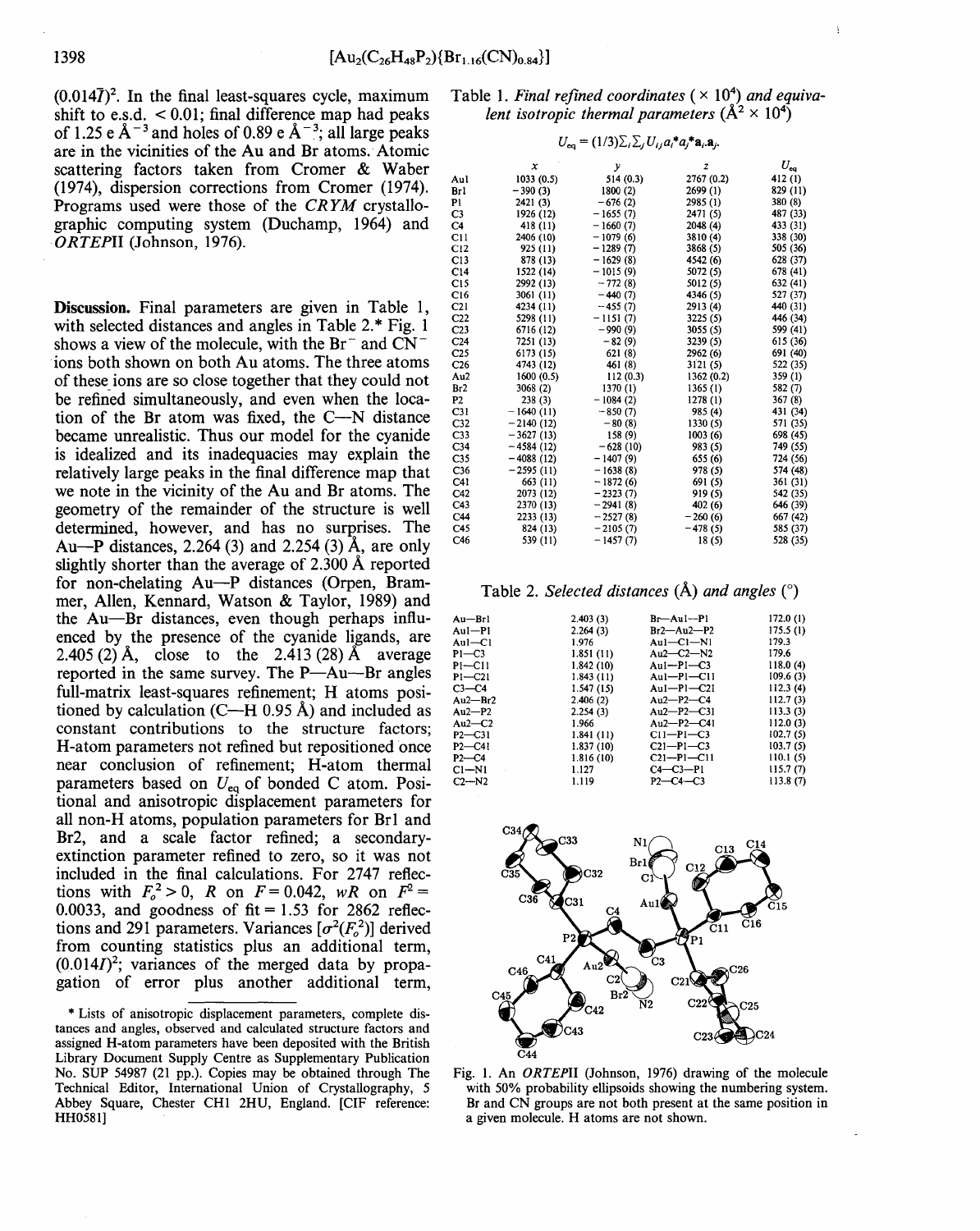$(0.014I)^2$. In the final least-squares cycle, maximum shift to e.s.d. < 0.01; final difference map had peaks of 1.25 e Å$^{-3}$ and holes of 0.89 e Å$^{-3}$; all large peaks are in the vicinities of the Au and Br atoms. Atomic scattering factors taken from Cromer & Waber (1974), dispersion corrections from Cromer (1974). Programs used were those of the *CRYM* crystallographic computing system (Duchamp, 1964) and *ORTEP*II (Johnson, 1976).

**Discussion.** Final parameters are given in Table 1, with selected distances and angles in Table 2.* Fig. 1 shows a view of the molecule, with the Br$^-$ and CN$^-$ ions both shown on both Au atoms. The three atoms of these ions are so close together that they could not be refined simultaneously, and even when the location of the Br atom was fixed, the C—N distance became unrealistic. Thus our model for the cyanide is idealized and its inadequacies may explain the relatively large peaks in the final difference map that we note in the vicinity of the Au and Br atoms. The geometry of the remainder of the structure is well determined, however, and has no surprises. The Au—P distances, 2.264 (3) and 2.254 (3) Å, are only slightly shorter than the average of 2.300 Å reported for non-chelating Au—P distances (Orpen, Brammer, Allen, Kennard, Watson & Taylor, 1989) and the Au—Br distances, even though perhaps influenced by the presence of the cyanide ligands, are 2.405 (2) Å, close to the 2.413 (28) Å average reported in the same survey. The P—Au—Br angles full-matrix least-squares refinement; H atoms positioned by calculation (C—H 0.95 Å) and included as constant contributions to the structure factors; H-atom parameters not refined but repositioned once near conclusion of refinement; H-atom thermal parameters based on $U_{eq}$ of bonded C atom. Positional and anisotropic displacement parameters for all non-H atoms, population parameters for Br1 and Br2, and a scale factor refined; a secondary-extinction parameter refined to zero, so it was not included in the final calculations. For 2747 reflections with $F_o^2 > 0$, $R$ on $F = 0.042$, $wR$ on $F^2 = 0.0033$, and goodness of fit = 1.53 for 2862 reflections and 291 parameters. Variances $[\sigma^2(F_o^2)]$ derived from counting statistics plus an additional term, $(0.014I)^2$; variances of the merged data by propagation of error plus another additional term,

\* Lists of anisotropic displacement parameters, complete distances and angles, observed and calculated structure factors and assigned H-atom parameters have been deposited with the British Library Document Supply Centre as Supplementary Publication No. SUP 54987 (21 pp.). Copies may be obtained through The Technical Editor, International Union of Crystallography, 5 Abbey Square, Chester CH1 2HU, England. [CIF reference: HH0581]

Table 1. *Final refined coordinates (× 10$^4$) and equivalent isotropic thermal parameters (Å$^2$ × 10$^4$)*

$$U_{eq} = (1/3)\Sigma_i\Sigma_j U_{ij} a_i^* a_j^* \mathbf{a}_i.\mathbf{a}_j.$$

| | $x$ | $y$ | $z$ | $U_{eq}$ |
|---|---|---|---|---|
| Au1 | 1033 (0.5) | 514 (0.3) | 2767 (0.2) | 412 (1) |
| Br1 | −390 (3) | 1800 (2) | 2699 (1) | 829 (11) |
| P1 | 2421 (3) | −676 (2) | 2985 (1) | 380 (8) |
| C3 | 1926 (12) | −1655 (7) | 2471 (5) | 487 (33) |
| C4 | 418 (11) | −1660 (7) | 2048 (4) | 433 (31) |
| C11 | 2406 (10) | −1079 (6) | 3810 (4) | 338 (30) |
| C12 | 925 (11) | −1289 (7) | 3868 (5) | 505 (36) |
| C13 | 878 (13) | −1629 (8) | 4542 (6) | 628 (37) |
| C14 | 1522 (14) | −1015 (9) | 5072 (5) | 678 (41) |
| C15 | 2992 (13) | −772 (8) | 5012 (5) | 632 (41) |
| C16 | 3061 (11) | −440 (7) | 4346 (5) | 527 (37) |
| C21 | 4234 (11) | −455 (7) | 2913 (4) | 440 (31) |
| C22 | 5298 (11) | −1151 (7) | 3225 (5) | 446 (34) |
| C23 | 6716 (12) | −990 (9) | 3055 (5) | 599 (41) |
| C24 | 7251 (13) | −82 (9) | 3239 (5) | 615 (36) |
| C25 | 6173 (15) | 621 (8) | 2962 (6) | 691 (40) |
| C26 | 4743 (12) | 461 (8) | 3121 (5) | 522 (35) |
| Au2 | 1600 (0.5) | 112 (0.3) | 1362 (0.2) | 359 (1) |
| Br2 | 3068 (2) | 1370 (1) | 1365 (1) | 582 (7) |
| P2 | 238 (3) | −1084 (2) | 1278 (1) | 367 (8) |
| C31 | −1640 (11) | −850 (7) | 985 (4) | 431 (34) |
| C32 | −2140 (12) | −80 (8) | 1330 (5) | 571 (35) |
| C33 | −3627 (13) | 158 (9) | 1003 (6) | 698 (45) |
| C34 | −4584 (12) | −628 (10) | 983 (5) | 749 (55) |
| C35 | −4088 (12) | −1407 (9) | 655 (6) | 724 (56) |
| C36 | −2595 (11) | −1638 (8) | 978 (5) | 574 (48) |
| C41 | 663 (11) | −1872 (6) | 691 (5) | 361 (31) |
| C42 | 2073 (12) | −2323 (7) | 919 (5) | 542 (35) |
| C43 | 2370 (13) | −2941 (8) | 402 (6) | 646 (39) |
| C44 | 2233 (13) | −2527 (8) | −260 (6) | 667 (42) |
| C45 | 824 (13) | −2105 (7) | −478 (5) | 585 (37) |
| C46 | 539 (11) | −1457 (7) | 18 (5) | 528 (35) |

Table 2. *Selected distances (Å) and angles (°)*

| | | | |
|---|---|---|---|
| Au—Br1 | 2.403 (3) | Br—Au1—P1 | 172.0 (1) |
| Au1—P1 | 2.264 (3) | Br2—Au2—P2 | 175.5 (1) |
| Au1—C1 | 1.976 | Au1—C1—N1 | 179.3 |
| P1—C3 | 1.851 (11) | Au2—C2—N2 | 179.6 |
| P1—C11 | 1.842 (10) | Au1—P1—C3 | 118.0 (4) |
| P1—C21 | 1.843 (11) | Au1—P1—C11 | 109.6 (3) |
| C3—C4 | 1.547 (15) | Au1—P1—C21 | 112.3 (4) |
| Au2—Br2 | 2.406 (2) | Au2—P2—C4 | 112.7 (3) |
| Au2—P2 | 2.254 (3) | Au2—P2—C31 | 113.3 (3) |
| Au2—C2 | 1.966 | Au2—P2—C41 | 112.0 (3) |
| P2—C31 | 1.841 (11) | C11—P1—C3 | 102.7 (5) |
| P2—C41 | 1.837 (10) | C21—P1—C3 | 103.7 (5) |
| P2—C4 | 1.816 (10) | C21—P1—C11 | 110.1 (5) |
| C1—N1 | 1.127 | C4—C3—P1 | 115.7 (7) |
| C2—N2 | 1.119 | P2—C4—C3 | 113.8 (7) |

Fig. 1. An *ORTEP*II (Johnson, 1976) drawing of the molecule with 50% probability ellipsoids showing the numbering system. Br and CN groups are not both present at the same position in a given molecule. H atoms are not shown.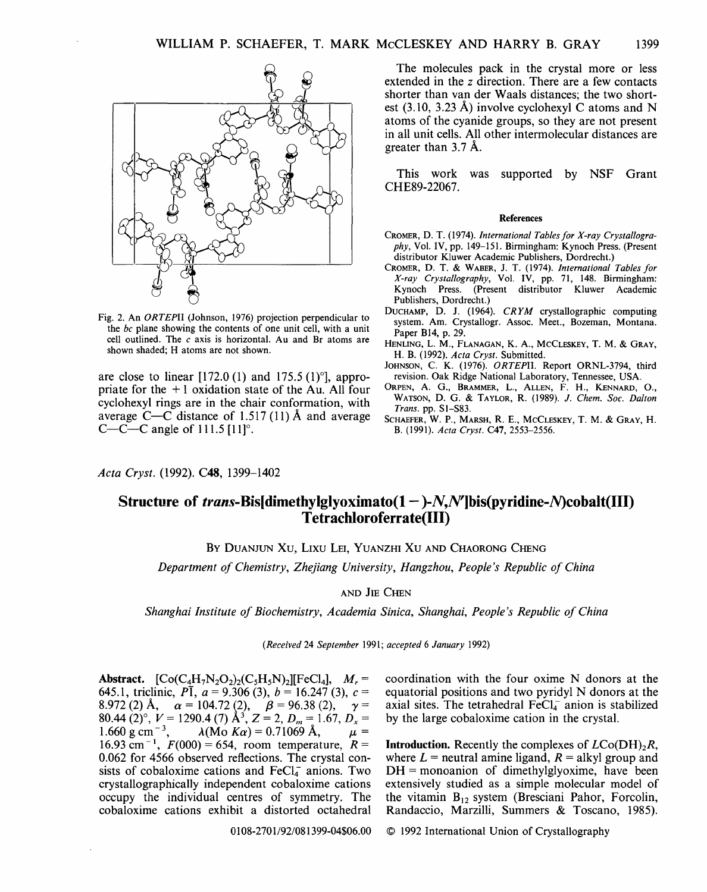Fig. 2. An *ORTEP*II (Johnson, 1976) projection perpendicular to the *bc* plane showing the contents of one unit cell, with a unit cell outlined. The *c* axis is horizontal. Au and Br atoms are shown shaded; H atoms are not shown.

are close to linear [172.0 (1) and 175.5 (1)°], appropriate for the +1 oxidation state of the Au. All four cyclohexyl rings are in the chair conformation, with average C—C distance of 1.517 (11) Å and average C—C—C angle of 111.5 [11]°.

The molecules pack in the crystal more or less extended in the *z* direction. There are a few contacts shorter than van der Waals distances; the two shortest (3.10, 3.23 Å) involve cyclohexyl C atoms and N atoms of the cyanide groups, so they are not present in all unit cells. All other intermolecular distances are greater than 3.7 Å.

This work was supported by NSF Grant CHE89-22067.

### References

CROMER, D. T. (1974). *International Tables for X-ray Crystallography*, Vol. IV, pp. 149–151. Birmingham: Kynoch Press. (Present distributor Kluwer Academic Publishers, Dordrecht.)

CROMER, D. T. & WABER, J. T. (1974). *International Tables for X-ray Crystallography*, Vol. IV, pp. 71, 148. Birmingham: Kynoch Press. (Present distributor Kluwer Academic Publishers, Dordrecht.)

DUCHAMP, D. J. (1964). *CRYM* crystallographic computing system. Am. Crystallogr. Assoc. Meet., Bozeman, Montana. Paper B14, p. 29.

HENLING, L. M., FLANAGAN, K. A., MCCLESKEY, T. M. & GRAY, H. B. (1992). *Acta Cryst.* Submitted.

JOHNSON, C. K. (1976). *ORTEP*II. Report ORNL-3794, third revision. Oak Ridge National Laboratory, Tennessee, USA.

ORPEN, A. G., BRAMMER, L., ALLEN, F. H., KENNARD, O., WATSON, D. G. & TAYLOR, R. (1989). *J. Chem. Soc. Dalton Trans.* pp. S1–S83.

SCHAEFER, W. P., MARSH, R. E., MCCLESKEY, T. M. & GRAY, H. B. (1991). *Acta Cryst.* C47, 2553–2556.

*Acta Cryst.* (1992). C48, 1399–1402

# Structure of *trans*-Bis[dimethylglyoximato(1−)-*N*,*N*′]bis(pyridine-*N*)cobalt(III) Tetrachloroferrate(III)

BY DUANJUN XU, LIXU LEI, YUANZHI XU AND CHAORONG CHENG

*Department of Chemistry, Zhejiang University, Hangzhou, People's Republic of China*

AND JIE CHEN

*Shanghai Institute of Biochemistry, Academia Sinica, Shanghai, People's Republic of China*

(*Received 24 September 1991; accepted 6 January 1992*)

**Abstract.** $[Co(C_4H_7N_2O_2)_2(C_5H_5N)_2][FeCl_4]$, $M_r$ = 645.1, triclinic, $P\bar{1}$, $a$ = 9.306 (3), $b$ = 16.247 (3), $c$ = 8.972 (2) Å, $\alpha$ = 104.72 (2), $\beta$ = 96.38 (2), $\gamma$ = 80.44 (2)°, $V$ = 1290.4 (7) Å$^3$, $Z$ = 2, $D_m$ = 1.67, $D_x$ = 1.660 g cm$^{-3}$, $\lambda$(Mo $K\alpha$) = 0.71069 Å, $\mu$ = 16.93 cm$^{-1}$, $F(000)$ = 654, room temperature, $R$ = 0.062 for 4566 observed reflections. The crystal consists of cobaloxime cations and $FeCl_4^-$ anions. Two crystallographically independent cobaloxime cations occupy the individual centres of symmetry. The cobaloxime cations exhibit a distorted octahedral coordination with the four oxime N donors at the equatorial positions and two pyridyl N donors at the axial sites. The tetrahedral $FeCl_4^-$ anion is stabilized by the large cobaloxime cation in the crystal.

**Introduction.** Recently the complexes of $LCo(DH)_2R$, where $L$ = neutral amine ligand, $R$ = alkyl group and DH = monoanion of dimethylglyoxime, have been extensively studied as a simple molecular model of the vitamin $B_{12}$ system (Bresciani Pahor, Forcolin, Randaccio, Marzilli, Summers & Toscano, 1985).

0108-2701/92/081399-04$06.00 © 1992 International Union of Crystallography